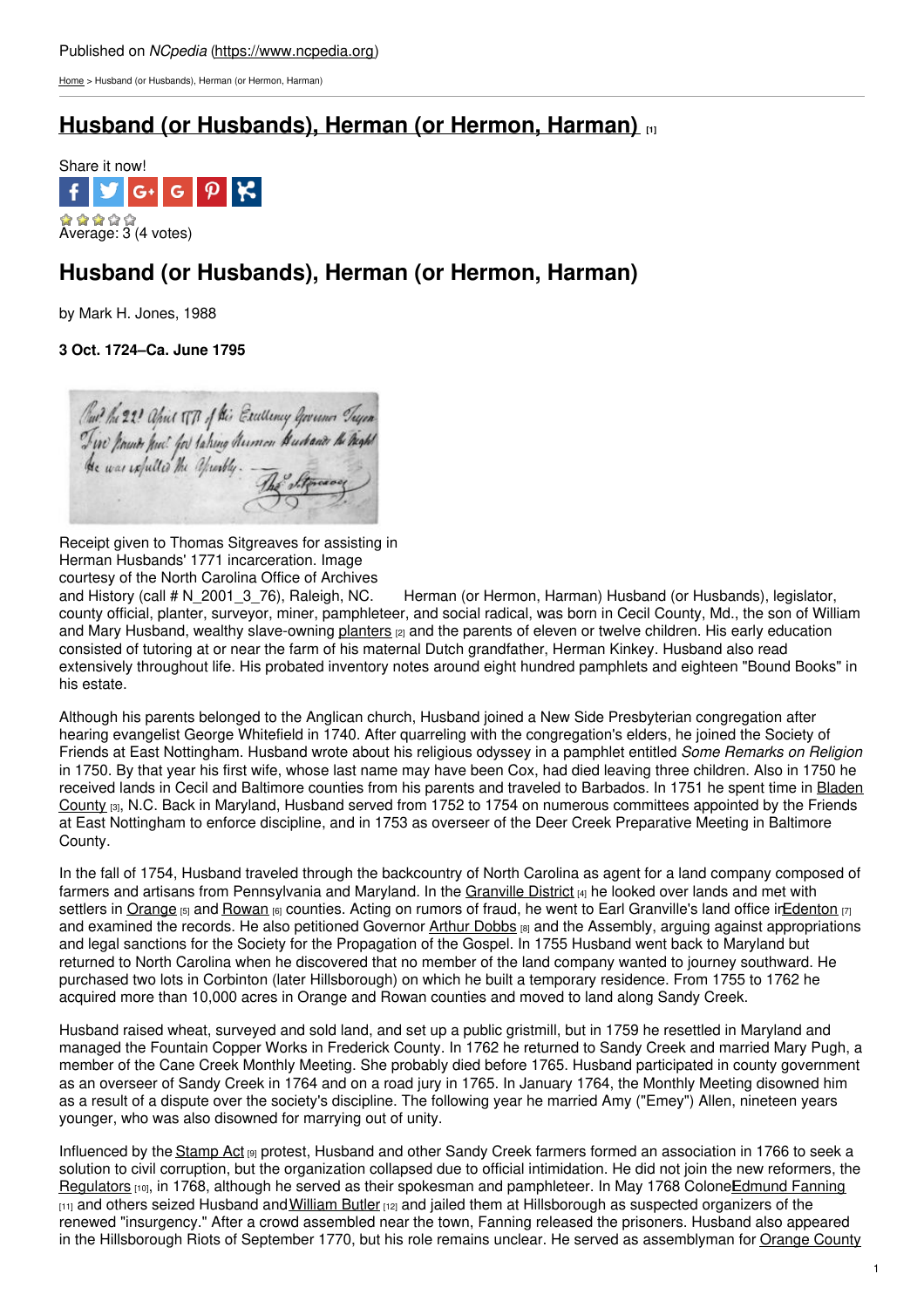Published on *NCpedia* (https://www.ncpedia.org)

Home > Husband (or Husbands), Herman (or Hermon, Harman)

# Husband (or Husbands), Herman (or Hermon, Harman) [1]

Share it now!

Average: 3 (4 votes)

## Husband (or Husbands), Herman (or Hermon, Harman)

by Mark H. Jones, 1988

**3 Oct. 1724–Ca. June 1795**

Receipt given to Thomas Sitgreaves for assisting in Herman Husbands' 1771 incarceration. Image courtesy of the North Carolina Office of Archives and History (call # N_2001_3_76), Raleigh, NC.

Herman (or Hermon, Harman) Husband (or Husbands), legislator, county official, planter, surveyor, miner, pamphleteer, and social radical, was born in Cecil County, Md., the son of William and Mary Husband, wealthy slave-owning planters [2] and the parents of eleven or twelve children. His early education consisted of tutoring at or near the farm of his maternal Dutch grandfather, Herman Kinkey. Husband also read extensively throughout life. His probated inventory notes around eight hundred pamphlets and eighteen "Bound Books" in his estate.

Although his parents belonged to the Anglican church, Husband joined a New Side Presbyterian congregation after hearing evangelist George Whitefield in 1740. After quarreling with the congregation's elders, he joined the Society of Friends at East Nottingham. Husband wrote about his religious odyssey in a pamphlet entitled *Some Remarks on Religion* in 1750. By that year his first wife, whose last name may have been Cox, had died leaving three children. Also in 1750 he received lands in Cecil and Baltimore counties from his parents and traveled to Barbados. In 1751 he spent time in Bladen County [3], N.C. Back in Maryland, Husband served from 1752 to 1754 on numerous committees appointed by the Friends at East Nottingham to enforce discipline, and in 1753 as overseer of the Deer Creek Preparative Meeting in Baltimore County.

In the fall of 1754, Husband traveled through the backcountry of North Carolina as agent for a land company composed of farmers and artisans from Pennsylvania and Maryland. In the Granville District [4] he looked over lands and met with settlers in Orange [5] and Rowan [6] counties. Acting on rumors of fraud, he went to Earl Granville's land office in Edenton [7] and examined the records. He also petitioned Governor Arthur Dobbs [8] and the Assembly, arguing against appropriations and legal sanctions for the Society for the Propagation of the Gospel. In 1755 Husband went back to Maryland but returned to North Carolina when he discovered that no member of the land company wanted to journey southward. He purchased two lots in Corbinton (later Hillsborough) on which he built a temporary residence. From 1755 to 1762 he acquired more than 10,000 acres in Orange and Rowan counties and moved to land along Sandy Creek.

Husband raised wheat, surveyed and sold land, and set up a public gristmill, but in 1759 he resettled in Maryland and managed the Fountain Copper Works in Frederick County. In 1762 he returned to Sandy Creek and married Mary Pugh, a member of the Cane Creek Monthly Meeting. She probably died before 1765. Husband participated in county government as an overseer of Sandy Creek in 1764 and on a road jury in 1765. In January 1764, the Monthly Meeting disowned him as a result of a dispute over the society's discipline. The following year he married Amy ("Emey") Allen, nineteen years younger, who was also disowned for marrying out of unity.

Influenced by the Stamp Act [9] protest, Husband and other Sandy Creek farmers formed an association in 1766 to seek a solution to civil corruption, but the organization collapsed due to official intimidation. He did not join the new reformers, the Regulators [10], in 1768, although he served as their spokesman and pamphleteer. In May 1768 Colonel Edmund Fanning [11] and others seized Husband and William Butler [12] and jailed them at Hillsborough as suspected organizers of the renewed "insurgency." After a crowd assembled near the town, Fanning released the prisoners. Husband also appeared in the Hillsborough Riots of September 1770, but his role remains unclear. He served as assemblyman for Orange County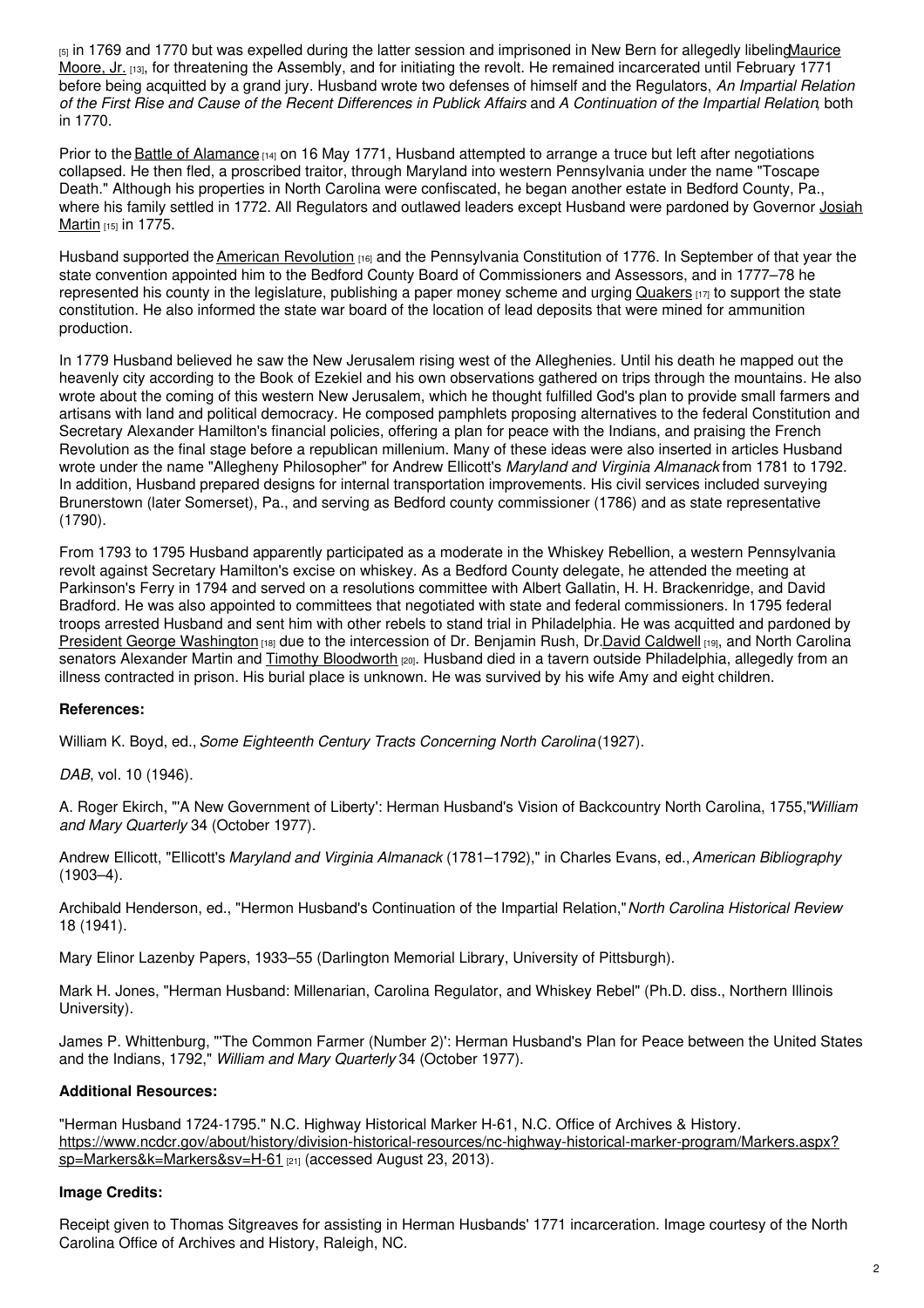[5] in 1769 and 1770 but was expelled during the latter session and imprisoned in New Bern for allegedly libeling Maurice Moore, Jr. [13], for threatening the Assembly, and for initiating the revolt. He remained incarcerated until February 1771 before being acquitted by a grand jury. Husband wrote two defenses of himself and the Regulators, *An Impartial Relation of the First Rise and Cause of the Recent Differences in Publick Affairs* and *A Continuation of the Impartial Relation*, both in 1770.

Prior to the Battle of Alamance [14] on 16 May 1771, Husband attempted to arrange a truce but left after negotiations collapsed. He then fled, a proscribed traitor, through Maryland into western Pennsylvania under the name "Toscape Death." Although his properties in North Carolina were confiscated, he began another estate in Bedford County, Pa., where his family settled in 1772. All Regulators and outlawed leaders except Husband were pardoned by Governor Josiah Martin [15] in 1775.

Husband supported the American Revolution [16] and the Pennsylvania Constitution of 1776. In September of that year the state convention appointed him to the Bedford County Board of Commissioners and Assessors, and in 1777–78 he represented his county in the legislature, publishing a paper money scheme and urging Quakers [17] to support the state constitution. He also informed the state war board of the location of lead deposits that were mined for ammunition production.

In 1779 Husband believed he saw the New Jerusalem rising west of the Alleghenies. Until his death he mapped out the heavenly city according to the Book of Ezekiel and his own observations gathered on trips through the mountains. He also wrote about the coming of this western New Jerusalem, which he thought fulfilled God's plan to provide small farmers and artisans with land and political democracy. He composed pamphlets proposing alternatives to the federal Constitution and Secretary Alexander Hamilton's financial policies, offering a plan for peace with the Indians, and praising the French Revolution as the final stage before a republican millenium. Many of these ideas were also inserted in articles Husband wrote under the name "Allegheny Philosopher" for Andrew Ellicott's *Maryland and Virginia Almanack* from 1781 to 1792. In addition, Husband prepared designs for internal transportation improvements. His civil services included surveying Brunerstown (later Somerset), Pa., and serving as Bedford county commissioner (1786) and as state representative (1790).

From 1793 to 1795 Husband apparently participated as a moderate in the Whiskey Rebellion, a western Pennsylvania revolt against Secretary Hamilton's excise on whiskey. As a Bedford County delegate, he attended the meeting at Parkinson's Ferry in 1794 and served on a resolutions committee with Albert Gallatin, H. H. Brackenridge, and David Bradford. He was also appointed to committees that negotiated with state and federal commissioners. In 1795 federal troops arrested Husband and sent him with other rebels to stand trial in Philadelphia. He was acquitted and pardoned by President George Washington [18] due to the intercession of Dr. Benjamin Rush, Dr. David Caldwell [19], and North Carolina senators Alexander Martin and Timothy Bloodworth [20]. Husband died in a tavern outside Philadelphia, allegedly from an illness contracted in prison. His burial place is unknown. He was survived by his wife Amy and eight children.

### References:

William K. Boyd, ed., *Some Eighteenth Century Tracts Concerning North Carolina* (1927).

*DAB*, vol. 10 (1946).

A. Roger Ekirch, "'A New Government of Liberty': Herman Husband's Vision of Backcountry North Carolina, 1755," *William and Mary Quarterly* 34 (October 1977).

Andrew Ellicott, "Ellicott's *Maryland and Virginia Almanack* (1781–1792)," in Charles Evans, ed., *American Bibliography* (1903–4).

Archibald Henderson, ed., "Hermon Husband's Continuation of the Impartial Relation," *North Carolina Historical Review* 18 (1941).

Mary Elinor Lazenby Papers, 1933–55 (Darlington Memorial Library, University of Pittsburgh).

Mark H. Jones, "Herman Husband: Millenarian, Carolina Regulator, and Whiskey Rebel" (Ph.D. diss., Northern Illinois University).

James P. Whittenburg, "'The Common Farmer (Number 2)': Herman Husband's Plan for Peace between the United States and the Indians, 1792," *William and Mary Quarterly* 34 (October 1977).

### Additional Resources:

"Herman Husband 1724-1795." N.C. Highway Historical Marker H-61, N.C. Office of Archives & History. https://www.ncdcr.gov/about/history/division-historical-resources/nc-highway-historical-marker-program/Markers.aspx?sp=Markers&k=Markers&sv=H-61 [21] (accessed August 23, 2013).

### Image Credits:

Receipt given to Thomas Sitgreaves for assisting in Herman Husbands' 1771 incarceration. Image courtesy of the North Carolina Office of Archives and History, Raleigh, NC.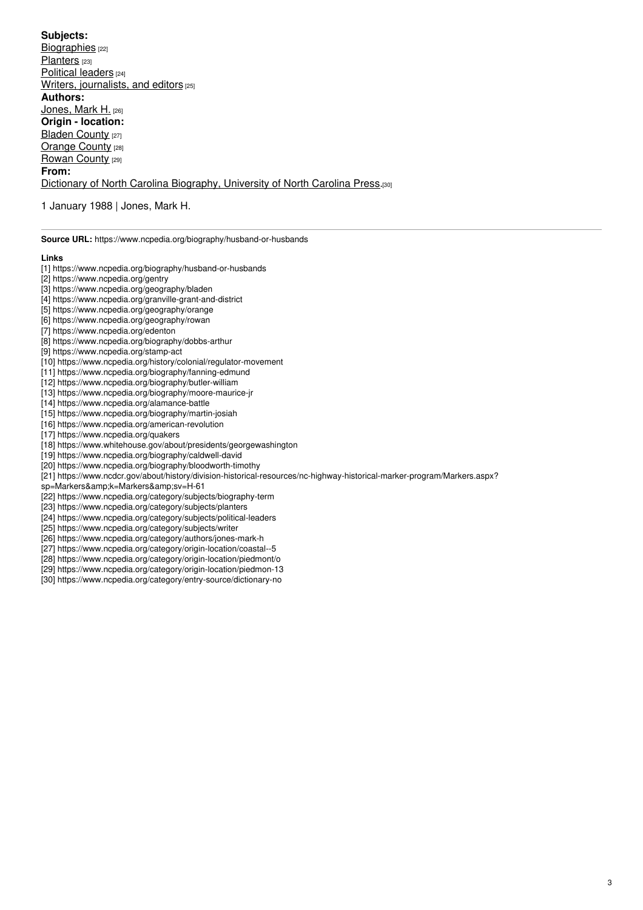**Subjects:**
Biographies [22]
Planters [23]
Political leaders [24]
Writers, journalists, and editors [25]
**Authors:**
Jones, Mark H. [26]
**Origin - location:**
Bladen County [27]
Orange County [28]
Rowan County [29]
**From:**
Dictionary of North Carolina Biography, University of North Carolina Press.[30]

1 January 1988 | Jones, Mark H.

---

**Source URL:** https://www.ncpedia.org/biography/husband-or-husbands

**Links**

[1] https://www.ncpedia.org/biography/husband-or-husbands
[2] https://www.ncpedia.org/gentry
[3] https://www.ncpedia.org/geography/bladen
[4] https://www.ncpedia.org/granville-grant-and-district
[5] https://www.ncpedia.org/geography/orange
[6] https://www.ncpedia.org/geography/rowan
[7] https://www.ncpedia.org/edenton
[8] https://www.ncpedia.org/biography/dobbs-arthur
[9] https://www.ncpedia.org/stamp-act
[10] https://www.ncpedia.org/history/colonial/regulator-movement
[11] https://www.ncpedia.org/biography/fanning-edmund
[12] https://www.ncpedia.org/biography/butler-william
[13] https://www.ncpedia.org/biography/moore-maurice-jr
[14] https://www.ncpedia.org/alamance-battle
[15] https://www.ncpedia.org/biography/martin-josiah
[16] https://www.ncpedia.org/american-revolution
[17] https://www.ncpedia.org/quakers
[18] https://www.whitehouse.gov/about/presidents/georgewashington
[19] https://www.ncpedia.org/biography/caldwell-david
[20] https://www.ncpedia.org/biography/bloodworth-timothy
[21] https://www.ncdcr.gov/about/history/division-historical-resources/nc-highway-historical-marker-program/Markers.aspx?sp=Markers&amp;k=Markers&amp;sv=H-61
[22] https://www.ncpedia.org/category/subjects/biography-term
[23] https://www.ncpedia.org/category/subjects/planters
[24] https://www.ncpedia.org/category/subjects/political-leaders
[25] https://www.ncpedia.org/category/subjects/writer
[26] https://www.ncpedia.org/category/authors/jones-mark-h
[27] https://www.ncpedia.org/category/origin-location/coastal--5
[28] https://www.ncpedia.org/category/origin-location/piedmont/o
[29] https://www.ncpedia.org/category/origin-location/piedmon-13
[30] https://www.ncpedia.org/category/entry-source/dictionary-no